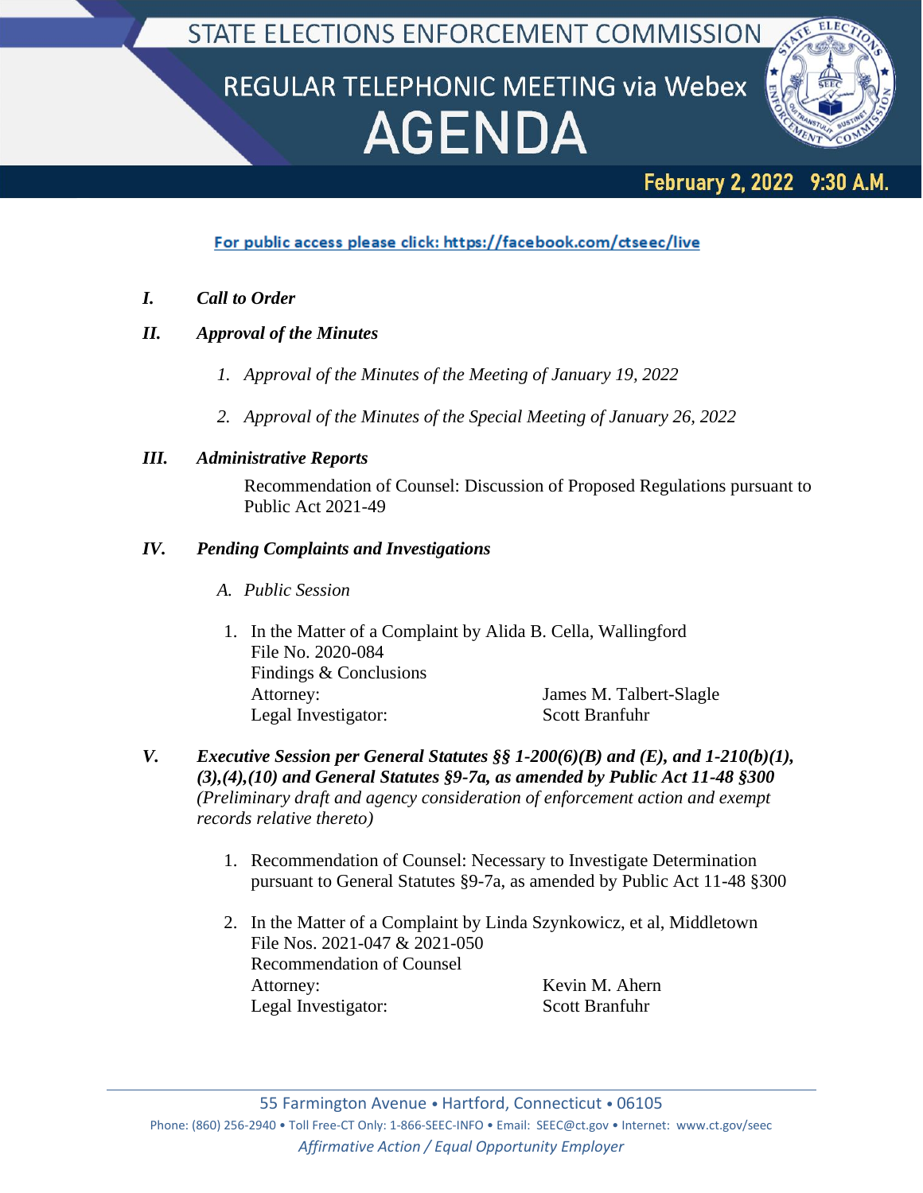# STATE ELECTIONS ENFORCEMENT COMMISSION

## REGULAR TELEPHONIC MEETING via Webex

# AGENDA

**February 2, 2022 9:30 A.M.**

For public access please click: https://facebook.com/ctseec/live

***I. Call to Order***

***II. Approval of the Minutes***

1. *Approval of the Minutes of the Meeting of January 19, 2022*
2. *Approval of the Minutes of the Special Meeting of January 26, 2022*

***III. Administrative Reports***

Recommendation of Counsel: Discussion of Proposed Regulations pursuant to Public Act 2021-49

***IV. Pending Complaints and Investigations***

A. *Public Session*

1. In the Matter of a Complaint by Alida B. Cella, Wallingford
   File No. 2020-084
   Findings & Conclusions
   Attorney: James M. Talbert-Slagle
   Legal Investigator: Scott Branfuhr

***V. Executive Session per General Statutes §§ 1-200(6)(B) and (E), and 1-210(b)(1), (3),(4),(10) and General Statutes §9-7a, as amended by Public Act 11-48 §300*** *(Preliminary draft and agency consideration of enforcement action and exempt records relative thereto)*

1. Recommendation of Counsel: Necessary to Investigate Determination pursuant to General Statutes §9-7a, as amended by Public Act 11-48 §300
2. In the Matter of a Complaint by Linda Szynkowicz, et al, Middletown
   File Nos. 2021-047 & 2021-050
   Recommendation of Counsel
   Attorney: Kevin M. Ahern
   Legal Investigator: Scott Branfuhr

55 Farmington Avenue • Hartford, Connecticut • 06105
Phone: (860) 256-2940 • Toll Free-CT Only: 1-866-SEEC-INFO • Email: SEEC@ct.gov • Internet: www.ct.gov/seec
*Affirmative Action / Equal Opportunity Employer*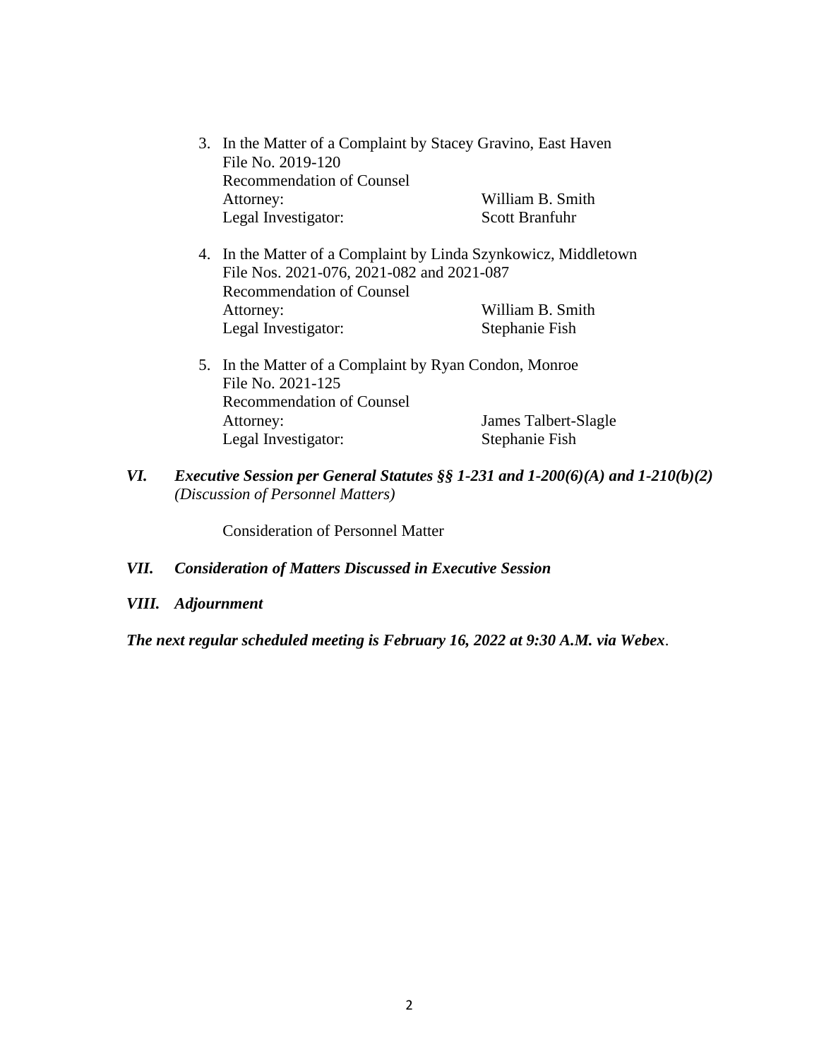3. In the Matter of a Complaint by Stacey Gravino, East Haven
   File No. 2019-120
   Recommendation of Counsel
   Attorney: William B. Smith
   Legal Investigator: Scott Branfuhr

4. In the Matter of a Complaint by Linda Szynkowicz, Middletown
   File Nos. 2021-076, 2021-082 and 2021-087
   Recommendation of Counsel
   Attorney: William B. Smith
   Legal Investigator: Stephanie Fish

5. In the Matter of a Complaint by Ryan Condon, Monroe
   File No. 2021-125
   Recommendation of Counsel
   Attorney: James Talbert-Slagle
   Legal Investigator: Stephanie Fish

***VI. Executive Session per General Statutes §§ 1-231 and 1-200(6)(A) and 1-210(b)(2)***
*(Discussion of Personnel Matters)*

Consideration of Personnel Matter

***VII. Consideration of Matters Discussed in Executive Session***

***VIII. Adjournment***

***The next regular scheduled meeting is February 16, 2022 at 9:30 A.M. via Webex.***